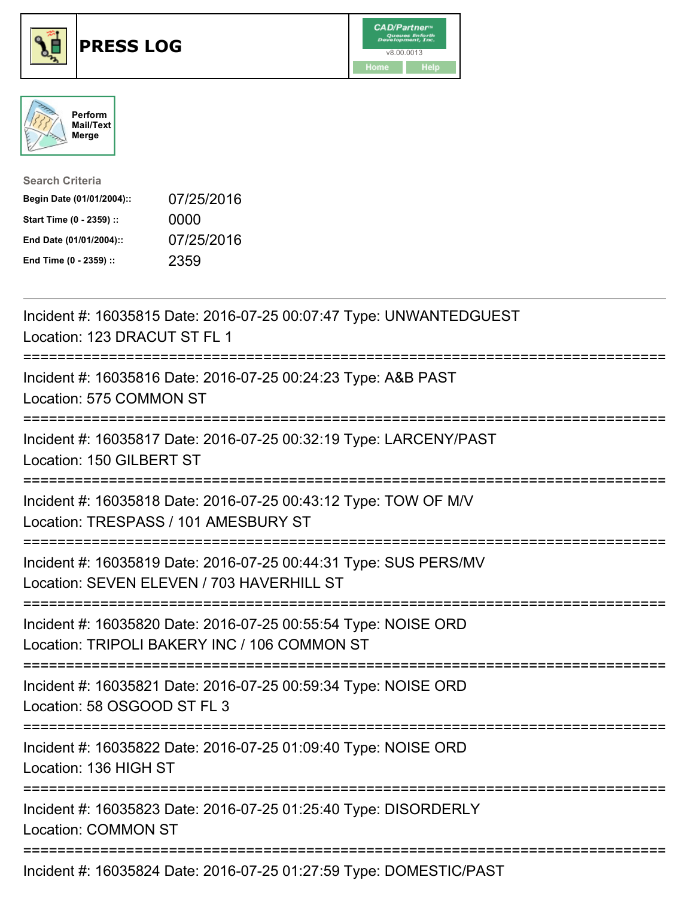# PRESS LOG

Perform Mail/Text Merge

**Search Criteria**

| | |
|---|---|
| **Begin Date (01/01/2004)::** | 07/25/2016 |
| **Start Time (0 - 2359) ::** | 0000 |
| **End Date (01/01/2004)::** | 07/25/2016 |
| **End Time (0 - 2359) ::** | 2359 |

Incident #: 16035815 Date: 2016-07-25 00:07:47 Type: UNWANTEDGUEST
Location: 123 DRACUT ST FL 1

===========================================================================

Incident #: 16035816 Date: 2016-07-25 00:24:23 Type: A&B PAST
Location: 575 COMMON ST

===========================================================================

Incident #: 16035817 Date: 2016-07-25 00:32:19 Type: LARCENY/PAST
Location: 150 GILBERT ST

===========================================================================

Incident #: 16035818 Date: 2016-07-25 00:43:12 Type: TOW OF M/V
Location: TRESPASS / 101 AMESBURY ST

===========================================================================

Incident #: 16035819 Date: 2016-07-25 00:44:31 Type: SUS PERS/MV
Location: SEVEN ELEVEN / 703 HAVERHILL ST

===========================================================================

Incident #: 16035820 Date: 2016-07-25 00:55:54 Type: NOISE ORD
Location: TRIPOLI BAKERY INC / 106 COMMON ST

===========================================================================

Incident #: 16035821 Date: 2016-07-25 00:59:34 Type: NOISE ORD
Location: 58 OSGOOD ST FL 3

===========================================================================

Incident #: 16035822 Date: 2016-07-25 01:09:40 Type: NOISE ORD
Location: 136 HIGH ST

===========================================================================

Incident #: 16035823 Date: 2016-07-25 01:25:40 Type: DISORDERLY
Location: COMMON ST

===========================================================================

Incident #: 16035824 Date: 2016-07-25 01:27:59 Type: DOMESTIC/PAST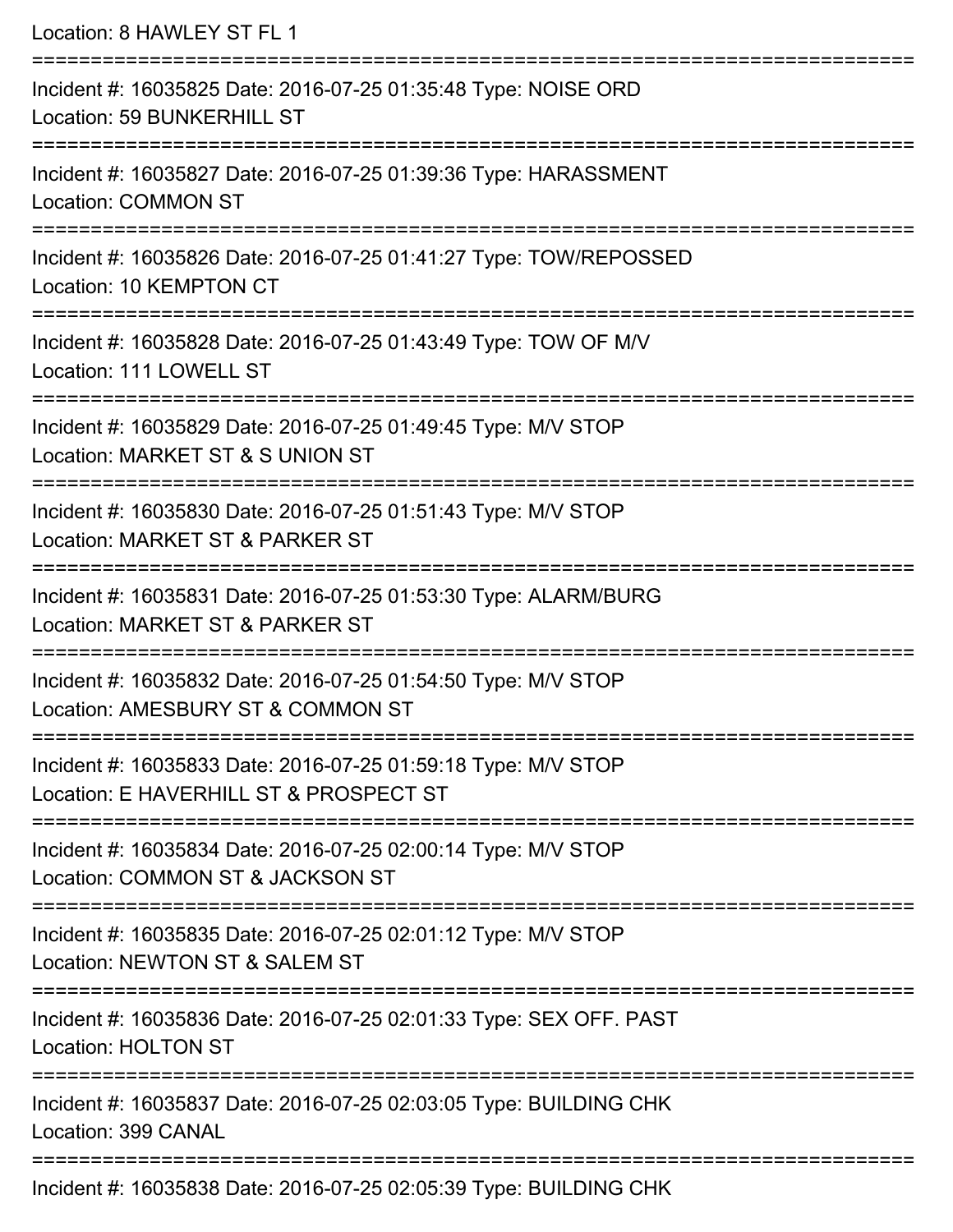Location: 8 HAWLEY ST FL 1

===========================================================================

Incident #: 16035825 Date: 2016-07-25 01:35:48 Type: NOISE ORD
Location: 59 BUNKERHILL ST

===========================================================================

Incident #: 16035827 Date: 2016-07-25 01:39:36 Type: HARASSMENT
Location: COMMON ST

===========================================================================

Incident #: 16035826 Date: 2016-07-25 01:41:27 Type: TOW/REPOSSED
Location: 10 KEMPTON CT

===========================================================================

Incident #: 16035828 Date: 2016-07-25 01:43:49 Type: TOW OF M/V
Location: 111 LOWELL ST

===========================================================================

Incident #: 16035829 Date: 2016-07-25 01:49:45 Type: M/V STOP
Location: MARKET ST & S UNION ST

===========================================================================

Incident #: 16035830 Date: 2016-07-25 01:51:43 Type: M/V STOP
Location: MARKET ST & PARKER ST

===========================================================================

Incident #: 16035831 Date: 2016-07-25 01:53:30 Type: ALARM/BURG
Location: MARKET ST & PARKER ST

===========================================================================

Incident #: 16035832 Date: 2016-07-25 01:54:50 Type: M/V STOP
Location: AMESBURY ST & COMMON ST

===========================================================================

Incident #: 16035833 Date: 2016-07-25 01:59:18 Type: M/V STOP
Location: E HAVERHILL ST & PROSPECT ST

===========================================================================

Incident #: 16035834 Date: 2016-07-25 02:00:14 Type: M/V STOP
Location: COMMON ST & JACKSON ST

===========================================================================

Incident #: 16035835 Date: 2016-07-25 02:01:12 Type: M/V STOP
Location: NEWTON ST & SALEM ST

===========================================================================

Incident #: 16035836 Date: 2016-07-25 02:01:33 Type: SEX OFF. PAST
Location: HOLTON ST

===========================================================================

Incident #: 16035837 Date: 2016-07-25 02:03:05 Type: BUILDING CHK
Location: 399 CANAL

===========================================================================

Incident #: 16035838 Date: 2016-07-25 02:05:39 Type: BUILDING CHK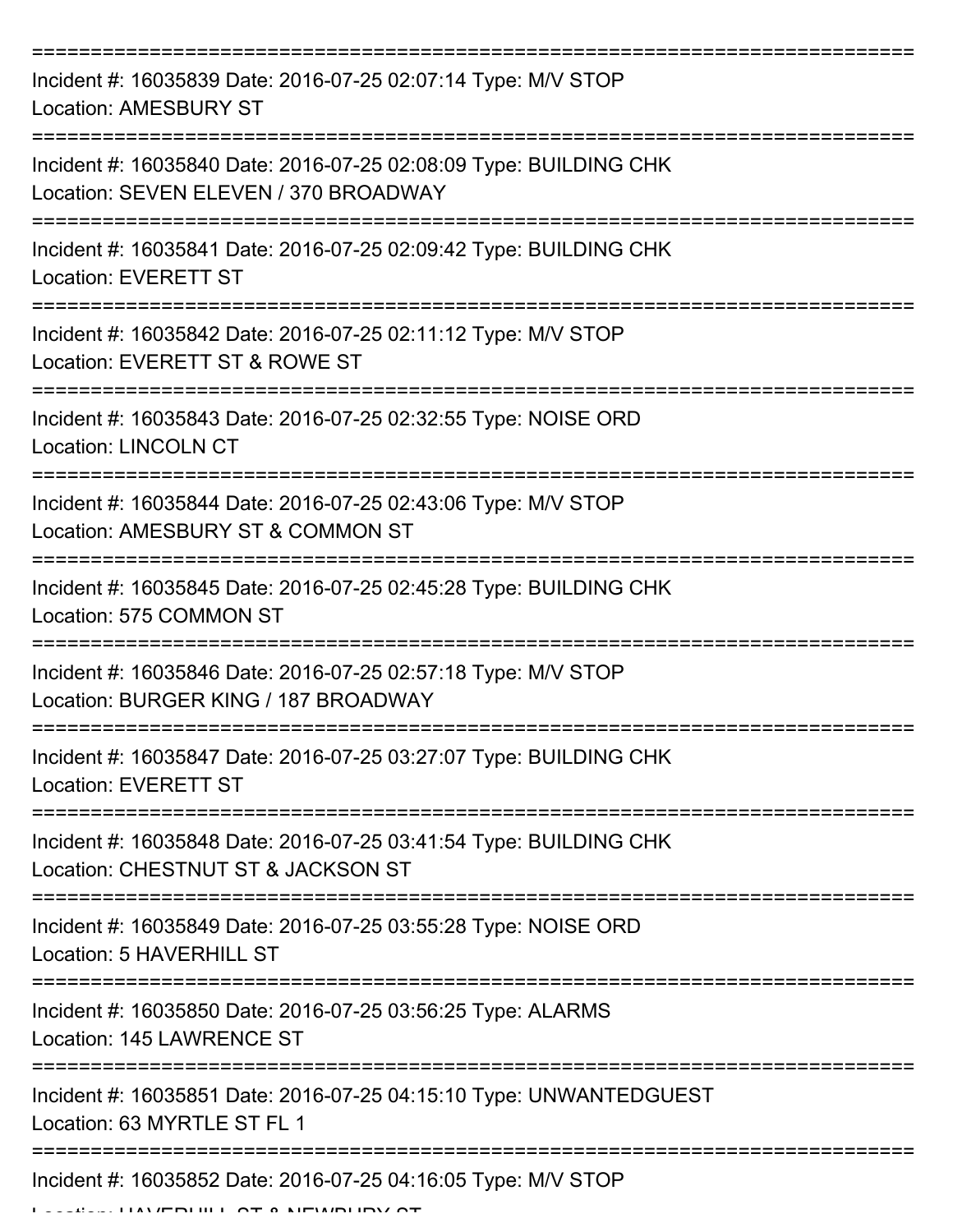===========================================================================
Incident #: 16035839 Date: 2016-07-25 02:07:14 Type: M/V STOP
Location: AMESBURY ST
===========================================================================
Incident #: 16035840 Date: 2016-07-25 02:08:09 Type: BUILDING CHK
Location: SEVEN ELEVEN / 370 BROADWAY
===========================================================================
Incident #: 16035841 Date: 2016-07-25 02:09:42 Type: BUILDING CHK
Location: EVERETT ST
===========================================================================
Incident #: 16035842 Date: 2016-07-25 02:11:12 Type: M/V STOP
Location: EVERETT ST & ROWE ST
===========================================================================
Incident #: 16035843 Date: 2016-07-25 02:32:55 Type: NOISE ORD
Location: LINCOLN CT
===========================================================================
Incident #: 16035844 Date: 2016-07-25 02:43:06 Type: M/V STOP
Location: AMESBURY ST & COMMON ST
===========================================================================
Incident #: 16035845 Date: 2016-07-25 02:45:28 Type: BUILDING CHK
Location: 575 COMMON ST
===========================================================================
Incident #: 16035846 Date: 2016-07-25 02:57:18 Type: M/V STOP
Location: BURGER KING / 187 BROADWAY
===========================================================================
Incident #: 16035847 Date: 2016-07-25 03:27:07 Type: BUILDING CHK
Location: EVERETT ST
===========================================================================
Incident #: 16035848 Date: 2016-07-25 03:41:54 Type: BUILDING CHK
Location: CHESTNUT ST & JACKSON ST
===========================================================================
Incident #: 16035849 Date: 2016-07-25 03:55:28 Type: NOISE ORD
Location: 5 HAVERHILL ST
===========================================================================
Incident #: 16035850 Date: 2016-07-25 03:56:25 Type: ALARMS
Location: 145 LAWRENCE ST
===========================================================================
Incident #: 16035851 Date: 2016-07-25 04:15:10 Type: UNWANTEDGUEST
Location: 63 MYRTLE ST FL 1
===========================================================================
Incident #: 16035852 Date: 2016-07-25 04:16:05 Type: M/V STOP
Location: HAVERHILL ST & NEWBURY ST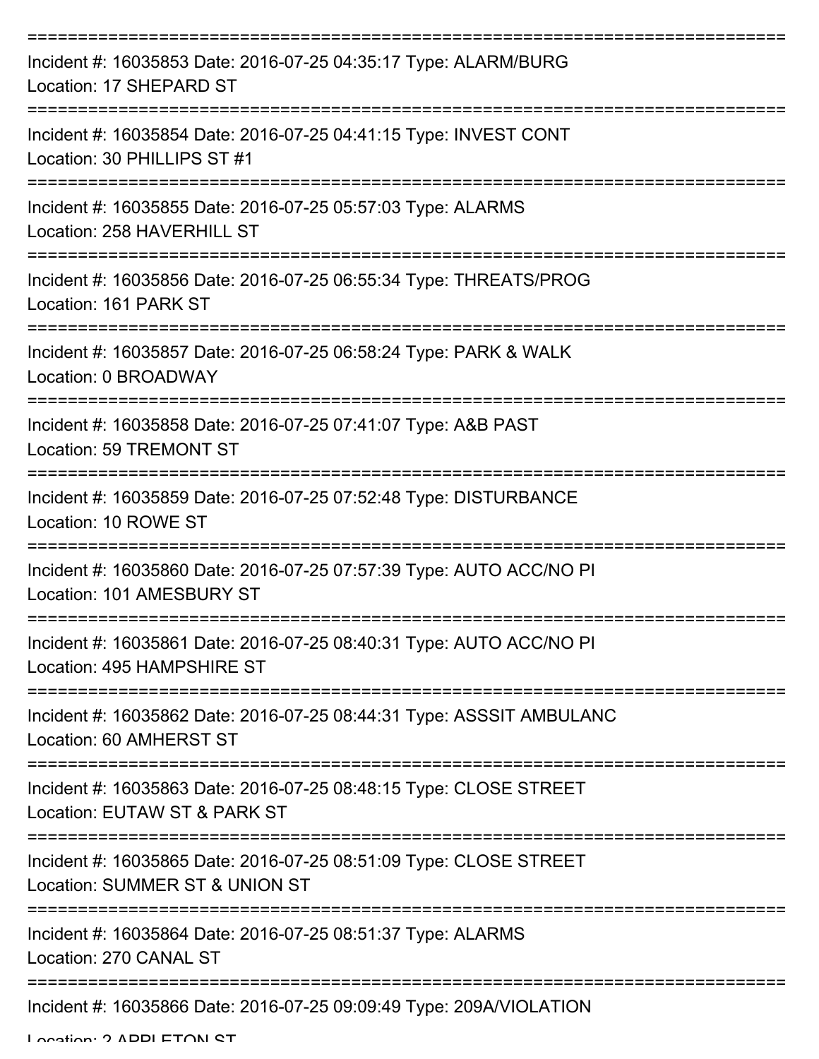===========================================================================
Incident #: 16035853 Date: 2016-07-25 04:35:17 Type: ALARM/BURG
Location: 17 SHEPARD ST
===========================================================================
Incident #: 16035854 Date: 2016-07-25 04:41:15 Type: INVEST CONT
Location: 30 PHILLIPS ST #1
===========================================================================
Incident #: 16035855 Date: 2016-07-25 05:57:03 Type: ALARMS
Location: 258 HAVERHILL ST
===========================================================================
Incident #: 16035856 Date: 2016-07-25 06:55:34 Type: THREATS/PROG
Location: 161 PARK ST
===========================================================================
Incident #: 16035857 Date: 2016-07-25 06:58:24 Type: PARK & WALK
Location: 0 BROADWAY
===========================================================================
Incident #: 16035858 Date: 2016-07-25 07:41:07 Type: A&B PAST
Location: 59 TREMONT ST
===========================================================================
Incident #: 16035859 Date: 2016-07-25 07:52:48 Type: DISTURBANCE
Location: 10 ROWE ST
===========================================================================
Incident #: 16035860 Date: 2016-07-25 07:57:39 Type: AUTO ACC/NO PI
Location: 101 AMESBURY ST
===========================================================================
Incident #: 16035861 Date: 2016-07-25 08:40:31 Type: AUTO ACC/NO PI
Location: 495 HAMPSHIRE ST
===========================================================================
Incident #: 16035862 Date: 2016-07-25 08:44:31 Type: ASSSIT AMBULANC
Location: 60 AMHERST ST
===========================================================================
Incident #: 16035863 Date: 2016-07-25 08:48:15 Type: CLOSE STREET
Location: EUTAW ST & PARK ST
===========================================================================
Incident #: 16035865 Date: 2016-07-25 08:51:09 Type: CLOSE STREET
Location: SUMMER ST & UNION ST
===========================================================================
Incident #: 16035864 Date: 2016-07-25 08:51:37 Type: ALARMS
Location: 270 CANAL ST
===========================================================================
Incident #: 16035866 Date: 2016-07-25 09:09:49 Type: 209A/VIOLATION
Location: 2 APPLETON ST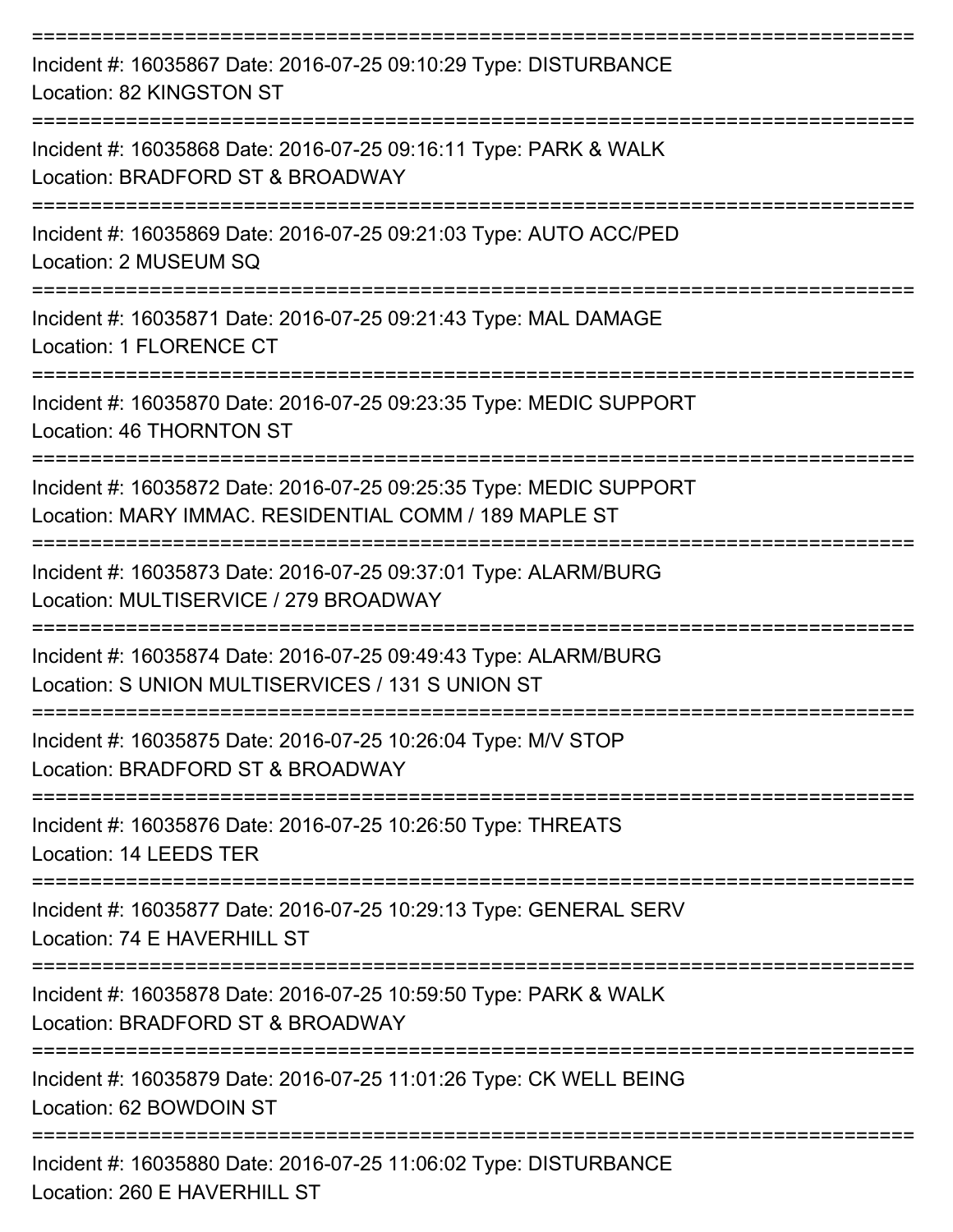===========================================================================

Incident #: 16035867 Date: 2016-07-25 09:10:29 Type: DISTURBANCE
Location: 82 KINGSTON ST

===========================================================================

Incident #: 16035868 Date: 2016-07-25 09:16:11 Type: PARK & WALK
Location: BRADFORD ST & BROADWAY

===========================================================================

Incident #: 16035869 Date: 2016-07-25 09:21:03 Type: AUTO ACC/PED
Location: 2 MUSEUM SQ

===========================================================================

Incident #: 16035871 Date: 2016-07-25 09:21:43 Type: MAL DAMAGE
Location: 1 FLORENCE CT

===========================================================================

Incident #: 16035870 Date: 2016-07-25 09:23:35 Type: MEDIC SUPPORT
Location: 46 THORNTON ST

===========================================================================

Incident #: 16035872 Date: 2016-07-25 09:25:35 Type: MEDIC SUPPORT
Location: MARY IMMAC. RESIDENTIAL COMM / 189 MAPLE ST

===========================================================================

Incident #: 16035873 Date: 2016-07-25 09:37:01 Type: ALARM/BURG
Location: MULTISERVICE / 279 BROADWAY

===========================================================================

Incident #: 16035874 Date: 2016-07-25 09:49:43 Type: ALARM/BURG
Location: S UNION MULTISERVICES / 131 S UNION ST

===========================================================================

Incident #: 16035875 Date: 2016-07-25 10:26:04 Type: M/V STOP
Location: BRADFORD ST & BROADWAY

===========================================================================

Incident #: 16035876 Date: 2016-07-25 10:26:50 Type: THREATS
Location: 14 LEEDS TER

===========================================================================

Incident #: 16035877 Date: 2016-07-25 10:29:13 Type: GENERAL SERV
Location: 74 E HAVERHILL ST

===========================================================================

Incident #: 16035878 Date: 2016-07-25 10:59:50 Type: PARK & WALK
Location: BRADFORD ST & BROADWAY

===========================================================================

Incident #: 16035879 Date: 2016-07-25 11:01:26 Type: CK WELL BEING
Location: 62 BOWDOIN ST

===========================================================================

Incident #: 16035880 Date: 2016-07-25 11:06:02 Type: DISTURBANCE
Location: 260 E HAVERHILL ST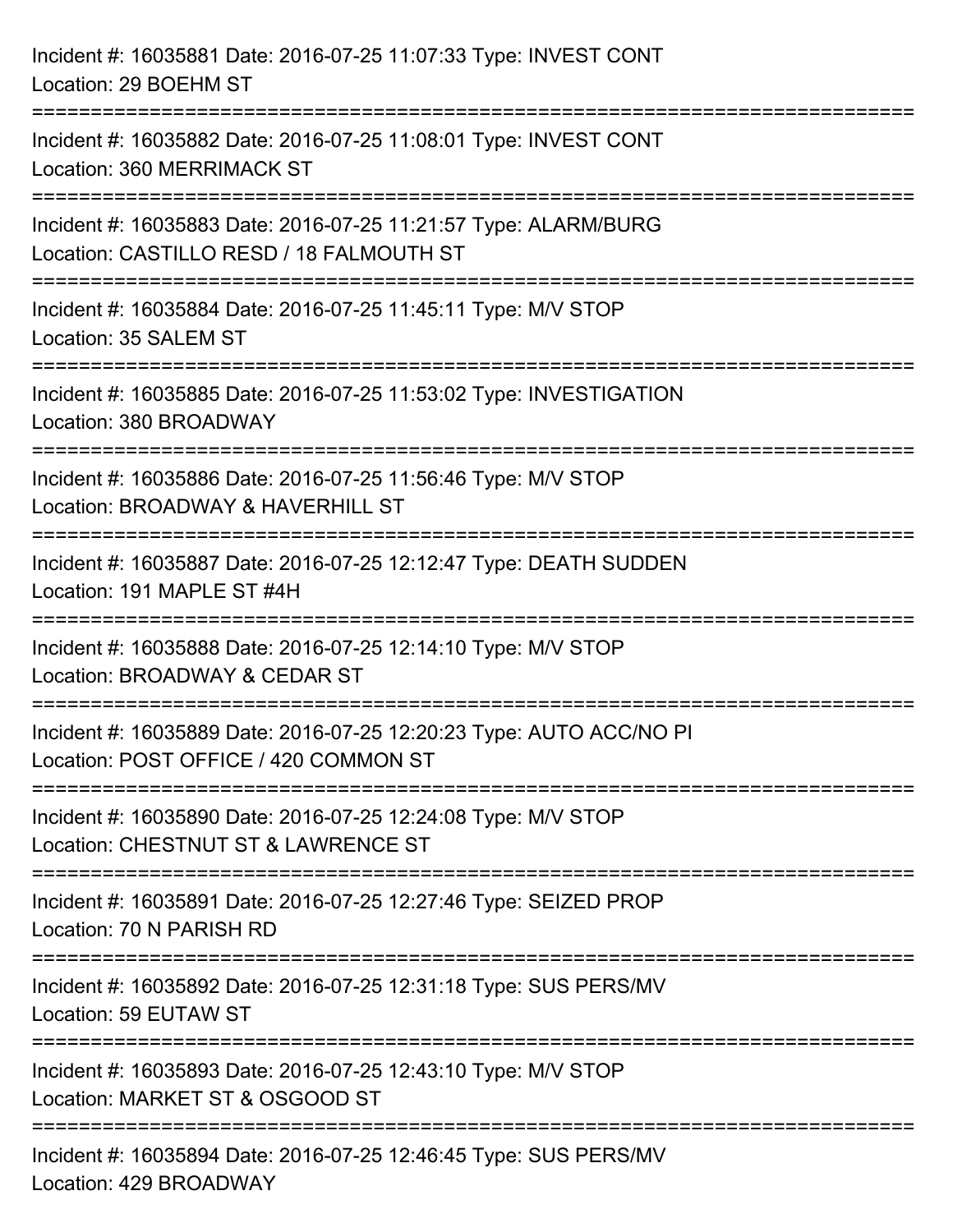Incident #: 16035881 Date: 2016-07-25 11:07:33 Type: INVEST CONT
Location: 29 BOEHM ST

===========================================================================

Incident #: 16035882 Date: 2016-07-25 11:08:01 Type: INVEST CONT
Location: 360 MERRIMACK ST

===========================================================================

Incident #: 16035883 Date: 2016-07-25 11:21:57 Type: ALARM/BURG
Location: CASTILLO RESD / 18 FALMOUTH ST

===========================================================================

Incident #: 16035884 Date: 2016-07-25 11:45:11 Type: M/V STOP
Location: 35 SALEM ST

===========================================================================

Incident #: 16035885 Date: 2016-07-25 11:53:02 Type: INVESTIGATION
Location: 380 BROADWAY

===========================================================================

Incident #: 16035886 Date: 2016-07-25 11:56:46 Type: M/V STOP
Location: BROADWAY & HAVERHILL ST

===========================================================================

Incident #: 16035887 Date: 2016-07-25 12:12:47 Type: DEATH SUDDEN
Location: 191 MAPLE ST #4H

===========================================================================

Incident #: 16035888 Date: 2016-07-25 12:14:10 Type: M/V STOP
Location: BROADWAY & CEDAR ST

===========================================================================

Incident #: 16035889 Date: 2016-07-25 12:20:23 Type: AUTO ACC/NO PI
Location: POST OFFICE / 420 COMMON ST

===========================================================================

Incident #: 16035890 Date: 2016-07-25 12:24:08 Type: M/V STOP
Location: CHESTNUT ST & LAWRENCE ST

===========================================================================

Incident #: 16035891 Date: 2016-07-25 12:27:46 Type: SEIZED PROP
Location: 70 N PARISH RD

===========================================================================

Incident #: 16035892 Date: 2016-07-25 12:31:18 Type: SUS PERS/MV
Location: 59 EUTAW ST

===========================================================================

Incident #: 16035893 Date: 2016-07-25 12:43:10 Type: M/V STOP
Location: MARKET ST & OSGOOD ST

===========================================================================

Incident #: 16035894 Date: 2016-07-25 12:46:45 Type: SUS PERS/MV
Location: 429 BROADWAY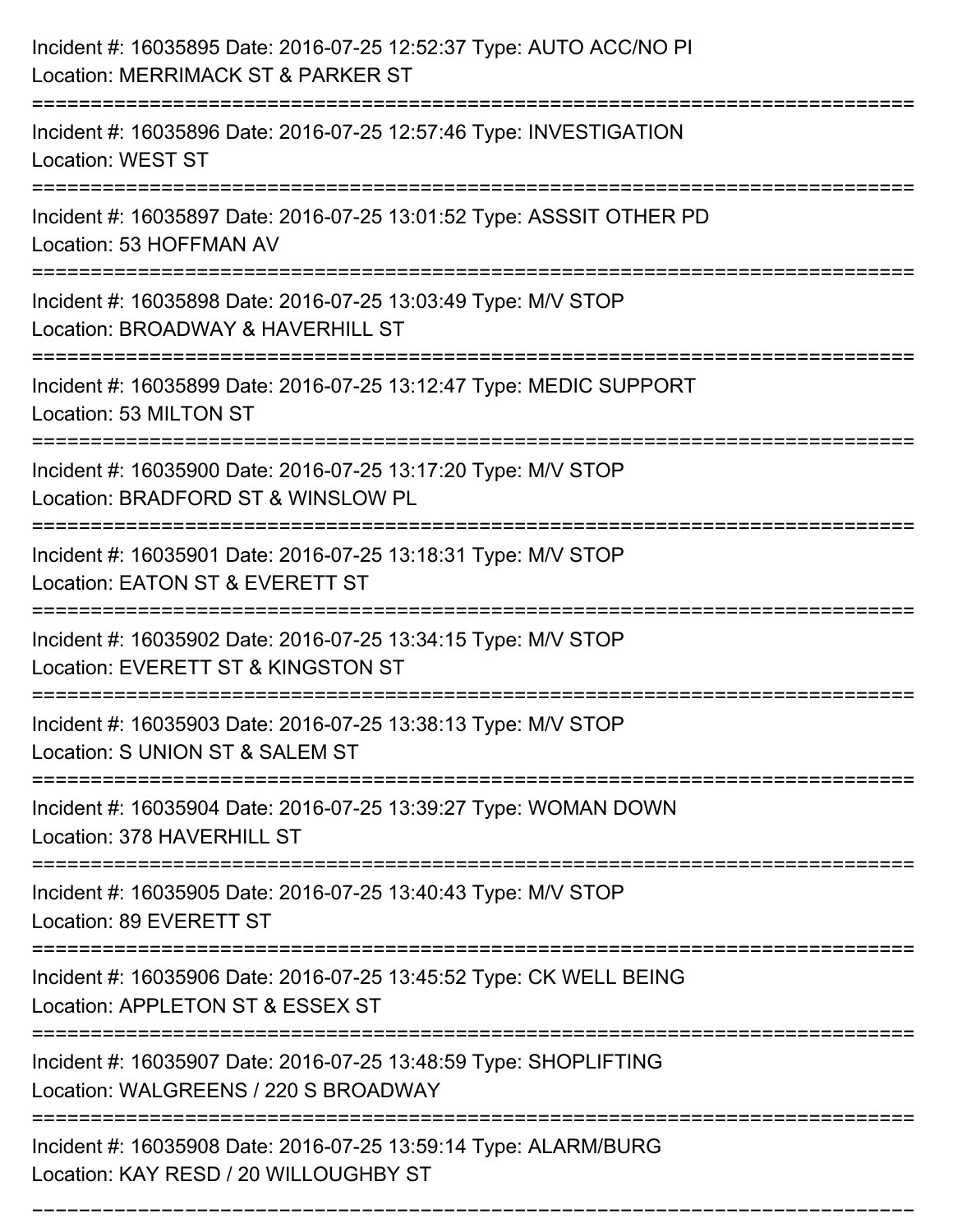Incident #: 16035895 Date: 2016-07-25 12:52:37 Type: AUTO ACC/NO PI
Location: MERRIMACK ST & PARKER ST

===========================================================================

Incident #: 16035896 Date: 2016-07-25 12:57:46 Type: INVESTIGATION
Location: WEST ST

===========================================================================

Incident #: 16035897 Date: 2016-07-25 13:01:52 Type: ASSSIT OTHER PD
Location: 53 HOFFMAN AV

===========================================================================

Incident #: 16035898 Date: 2016-07-25 13:03:49 Type: M/V STOP
Location: BROADWAY & HAVERHILL ST

===========================================================================

Incident #: 16035899 Date: 2016-07-25 13:12:47 Type: MEDIC SUPPORT
Location: 53 MILTON ST

===========================================================================

Incident #: 16035900 Date: 2016-07-25 13:17:20 Type: M/V STOP
Location: BRADFORD ST & WINSLOW PL

===========================================================================

Incident #: 16035901 Date: 2016-07-25 13:18:31 Type: M/V STOP
Location: EATON ST & EVERETT ST

===========================================================================

Incident #: 16035902 Date: 2016-07-25 13:34:15 Type: M/V STOP
Location: EVERETT ST & KINGSTON ST

===========================================================================

Incident #: 16035903 Date: 2016-07-25 13:38:13 Type: M/V STOP
Location: S UNION ST & SALEM ST

===========================================================================

Incident #: 16035904 Date: 2016-07-25 13:39:27 Type: WOMAN DOWN
Location: 378 HAVERHILL ST

===========================================================================

Incident #: 16035905 Date: 2016-07-25 13:40:43 Type: M/V STOP
Location: 89 EVERETT ST

===========================================================================

Incident #: 16035906 Date: 2016-07-25 13:45:52 Type: CK WELL BEING
Location: APPLETON ST & ESSEX ST

===========================================================================

Incident #: 16035907 Date: 2016-07-25 13:48:59 Type: SHOPLIFTING
Location: WALGREENS / 220 S BROADWAY

===========================================================================

Incident #: 16035908 Date: 2016-07-25 13:59:14 Type: ALARM/BURG
Location: KAY RESD / 20 WILLOUGHBY ST

===========================================================================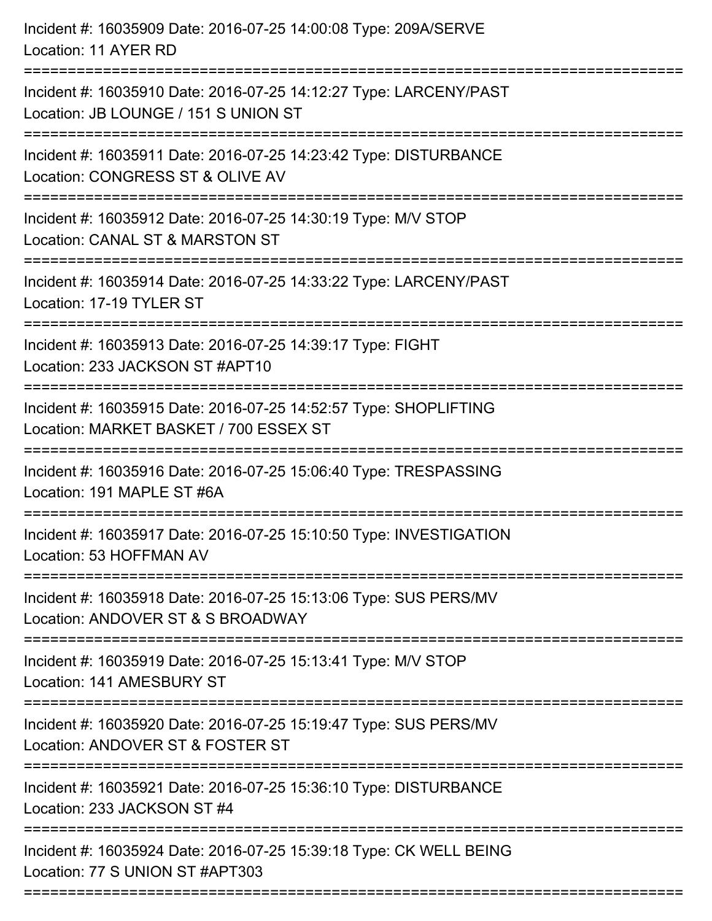Incident #: 16035909 Date: 2016-07-25 14:00:08 Type: 209A/SERVE
Location: 11 AYER RD

===========================================================================

Incident #: 16035910 Date: 2016-07-25 14:12:27 Type: LARCENY/PAST
Location: JB LOUNGE / 151 S UNION ST

===========================================================================

Incident #: 16035911 Date: 2016-07-25 14:23:42 Type: DISTURBANCE
Location: CONGRESS ST & OLIVE AV

===========================================================================

Incident #: 16035912 Date: 2016-07-25 14:30:19 Type: M/V STOP
Location: CANAL ST & MARSTON ST

===========================================================================

Incident #: 16035914 Date: 2016-07-25 14:33:22 Type: LARCENY/PAST
Location: 17-19 TYLER ST

===========================================================================

Incident #: 16035913 Date: 2016-07-25 14:39:17 Type: FIGHT
Location: 233 JACKSON ST #APT10

===========================================================================

Incident #: 16035915 Date: 2016-07-25 14:52:57 Type: SHOPLIFTING
Location: MARKET BASKET / 700 ESSEX ST

===========================================================================

Incident #: 16035916 Date: 2016-07-25 15:06:40 Type: TRESPASSING
Location: 191 MAPLE ST #6A

===========================================================================

Incident #: 16035917 Date: 2016-07-25 15:10:50 Type: INVESTIGATION
Location: 53 HOFFMAN AV

===========================================================================

Incident #: 16035918 Date: 2016-07-25 15:13:06 Type: SUS PERS/MV
Location: ANDOVER ST & S BROADWAY

===========================================================================

Incident #: 16035919 Date: 2016-07-25 15:13:41 Type: M/V STOP
Location: 141 AMESBURY ST

===========================================================================

Incident #: 16035920 Date: 2016-07-25 15:19:47 Type: SUS PERS/MV
Location: ANDOVER ST & FOSTER ST

===========================================================================

Incident #: 16035921 Date: 2016-07-25 15:36:10 Type: DISTURBANCE
Location: 233 JACKSON ST #4

===========================================================================

Incident #: 16035924 Date: 2016-07-25 15:39:18 Type: CK WELL BEING
Location: 77 S UNION ST #APT303

===========================================================================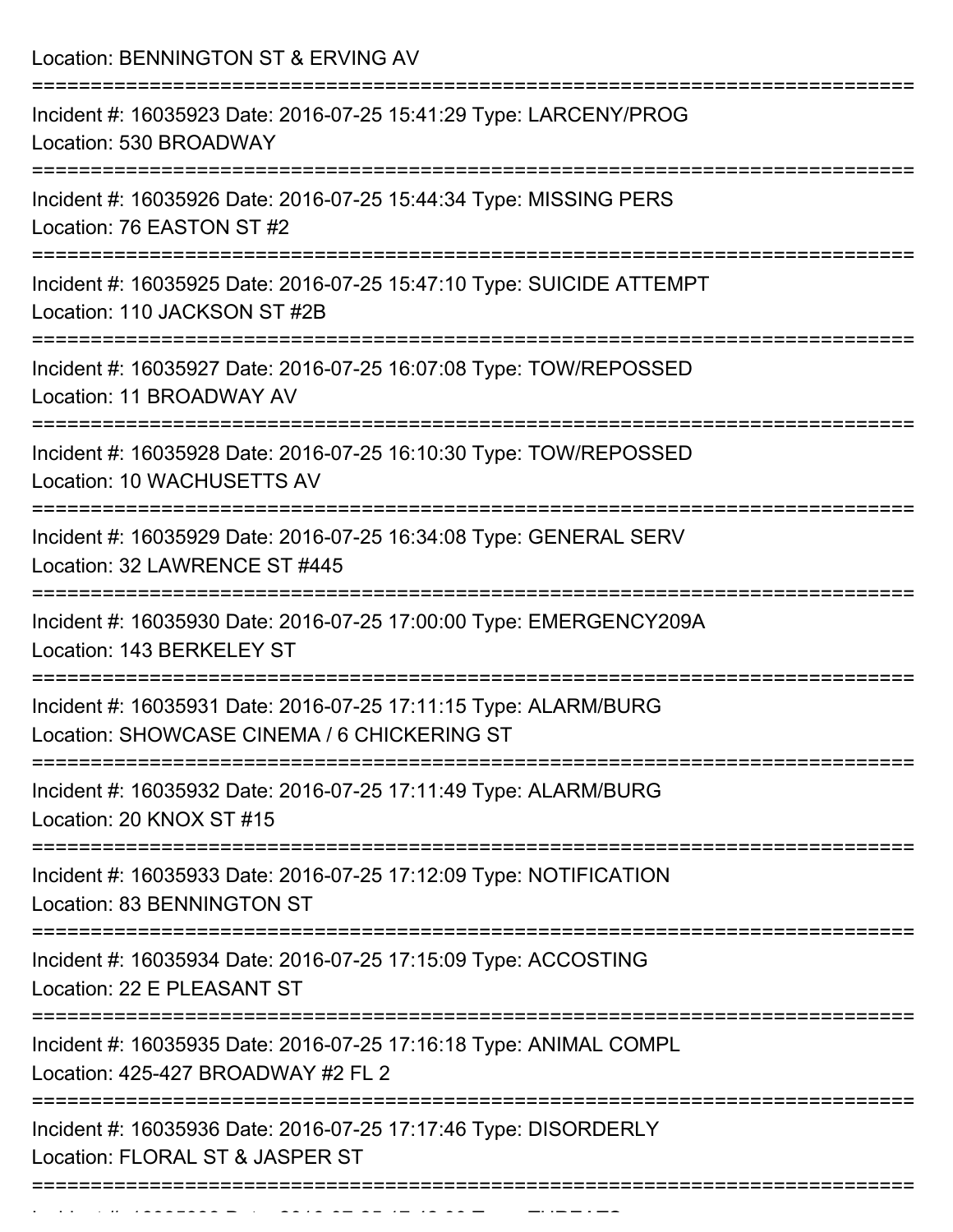Location: BENNINGTON ST & ERVING AV

===========================================================================

Incident #: 16035923 Date: 2016-07-25 15:41:29 Type: LARCENY/PROG
Location: 530 BROADWAY

===========================================================================

Incident #: 16035926 Date: 2016-07-25 15:44:34 Type: MISSING PERS
Location: 76 EASTON ST #2

===========================================================================

Incident #: 16035925 Date: 2016-07-25 15:47:10 Type: SUICIDE ATTEMPT
Location: 110 JACKSON ST #2B

===========================================================================

Incident #: 16035927 Date: 2016-07-25 16:07:08 Type: TOW/REPOSSED
Location: 11 BROADWAY AV

===========================================================================

Incident #: 16035928 Date: 2016-07-25 16:10:30 Type: TOW/REPOSSED
Location: 10 WACHUSETTS AV

===========================================================================

Incident #: 16035929 Date: 2016-07-25 16:34:08 Type: GENERAL SERV
Location: 32 LAWRENCE ST #445

===========================================================================

Incident #: 16035930 Date: 2016-07-25 17:00:00 Type: EMERGENCY209A
Location: 143 BERKELEY ST

===========================================================================

Incident #: 16035931 Date: 2016-07-25 17:11:15 Type: ALARM/BURG
Location: SHOWCASE CINEMA / 6 CHICKERING ST

===========================================================================

Incident #: 16035932 Date: 2016-07-25 17:11:49 Type: ALARM/BURG
Location: 20 KNOX ST #15

===========================================================================

Incident #: 16035933 Date: 2016-07-25 17:12:09 Type: NOTIFICATION
Location: 83 BENNINGTON ST

===========================================================================

Incident #: 16035934 Date: 2016-07-25 17:15:09 Type: ACCOSTING
Location: 22 E PLEASANT ST

===========================================================================

Incident #: 16035935 Date: 2016-07-25 17:16:18 Type: ANIMAL COMPL
Location: 425-427 BROADWAY #2 FL 2

===========================================================================

Incident #: 16035936 Date: 2016-07-25 17:17:46 Type: DISORDERLY
Location: FLORAL ST & JASPER ST

===========================================================================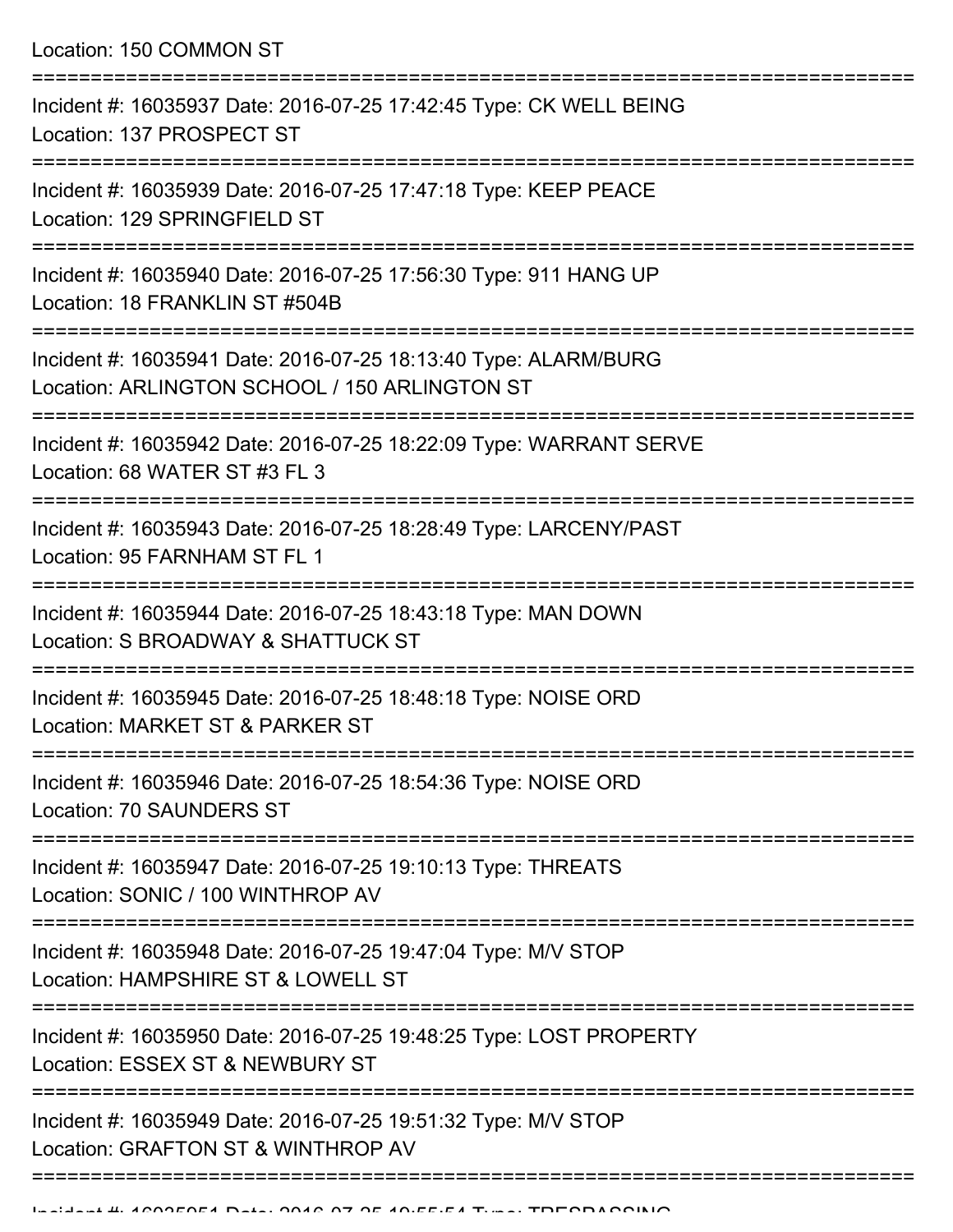Location: 150 COMMON ST

===========================================================================

Incident #: 16035937 Date: 2016-07-25 17:42:45 Type: CK WELL BEING
Location: 137 PROSPECT ST

===========================================================================

Incident #: 16035939 Date: 2016-07-25 17:47:18 Type: KEEP PEACE
Location: 129 SPRINGFIELD ST

===========================================================================

Incident #: 16035940 Date: 2016-07-25 17:56:30 Type: 911 HANG UP
Location: 18 FRANKLIN ST #504B

===========================================================================

Incident #: 16035941 Date: 2016-07-25 18:13:40 Type: ALARM/BURG
Location: ARLINGTON SCHOOL / 150 ARLINGTON ST

===========================================================================

Incident #: 16035942 Date: 2016-07-25 18:22:09 Type: WARRANT SERVE
Location: 68 WATER ST #3 FL 3

===========================================================================

Incident #: 16035943 Date: 2016-07-25 18:28:49 Type: LARCENY/PAST
Location: 95 FARNHAM ST FL 1

===========================================================================

Incident #: 16035944 Date: 2016-07-25 18:43:18 Type: MAN DOWN
Location: S BROADWAY & SHATTUCK ST

===========================================================================

Incident #: 16035945 Date: 2016-07-25 18:48:18 Type: NOISE ORD
Location: MARKET ST & PARKER ST

===========================================================================

Incident #: 16035946 Date: 2016-07-25 18:54:36 Type: NOISE ORD
Location: 70 SAUNDERS ST

===========================================================================

Incident #: 16035947 Date: 2016-07-25 19:10:13 Type: THREATS
Location: SONIC / 100 WINTHROP AV

===========================================================================

Incident #: 16035948 Date: 2016-07-25 19:47:04 Type: M/V STOP
Location: HAMPSHIRE ST & LOWELL ST

===========================================================================

Incident #: 16035950 Date: 2016-07-25 19:48:25 Type: LOST PROPERTY
Location: ESSEX ST & NEWBURY ST

===========================================================================

Incident #: 16035949 Date: 2016-07-25 19:51:32 Type: M/V STOP
Location: GRAFTON ST & WINTHROP AV

===========================================================================

Incident #: 16035951 Date: 2016-07-25 19:55:54 Type: TRESPASSING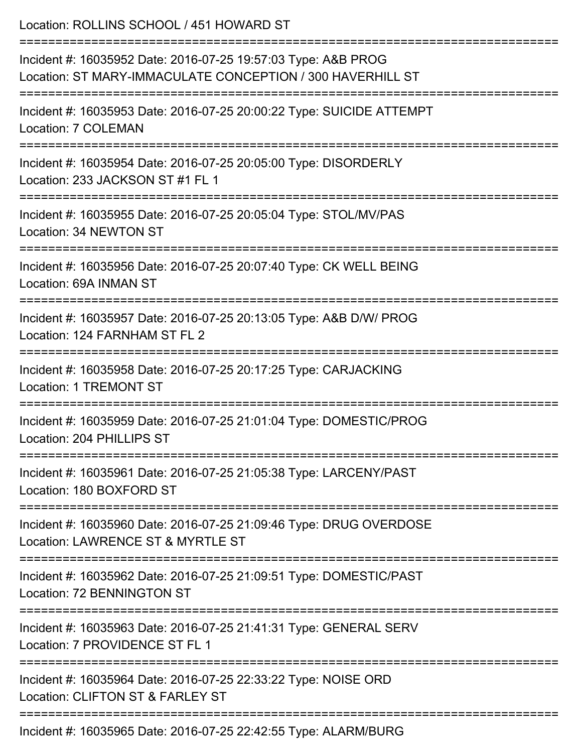Location: ROLLINS SCHOOL / 451 HOWARD ST

===========================================================================

Incident #: 16035952 Date: 2016-07-25 19:57:03 Type: A&B PROG
Location: ST MARY-IMMACULATE CONCEPTION / 300 HAVERHILL ST

===========================================================================

Incident #: 16035953 Date: 2016-07-25 20:00:22 Type: SUICIDE ATTEMPT
Location: 7 COLEMAN

===========================================================================

Incident #: 16035954 Date: 2016-07-25 20:05:00 Type: DISORDERLY
Location: 233 JACKSON ST #1 FL 1

===========================================================================

Incident #: 16035955 Date: 2016-07-25 20:05:04 Type: STOL/MV/PAS
Location: 34 NEWTON ST

===========================================================================

Incident #: 16035956 Date: 2016-07-25 20:07:40 Type: CK WELL BEING
Location: 69A INMAN ST

===========================================================================

Incident #: 16035957 Date: 2016-07-25 20:13:05 Type: A&B D/W/ PROG
Location: 124 FARNHAM ST FL 2

===========================================================================

Incident #: 16035958 Date: 2016-07-25 20:17:25 Type: CARJACKING
Location: 1 TREMONT ST

===========================================================================

Incident #: 16035959 Date: 2016-07-25 21:01:04 Type: DOMESTIC/PROG
Location: 204 PHILLIPS ST

===========================================================================

Incident #: 16035961 Date: 2016-07-25 21:05:38 Type: LARCENY/PAST
Location: 180 BOXFORD ST

===========================================================================

Incident #: 16035960 Date: 2016-07-25 21:09:46 Type: DRUG OVERDOSE
Location: LAWRENCE ST & MYRTLE ST

===========================================================================

Incident #: 16035962 Date: 2016-07-25 21:09:51 Type: DOMESTIC/PAST
Location: 72 BENNINGTON ST

===========================================================================

Incident #: 16035963 Date: 2016-07-25 21:41:31 Type: GENERAL SERV
Location: 7 PROVIDENCE ST FL 1

===========================================================================

Incident #: 16035964 Date: 2016-07-25 22:33:22 Type: NOISE ORD
Location: CLIFTON ST & FARLEY ST

===========================================================================

Incident #: 16035965 Date: 2016-07-25 22:42:55 Type: ALARM/BURG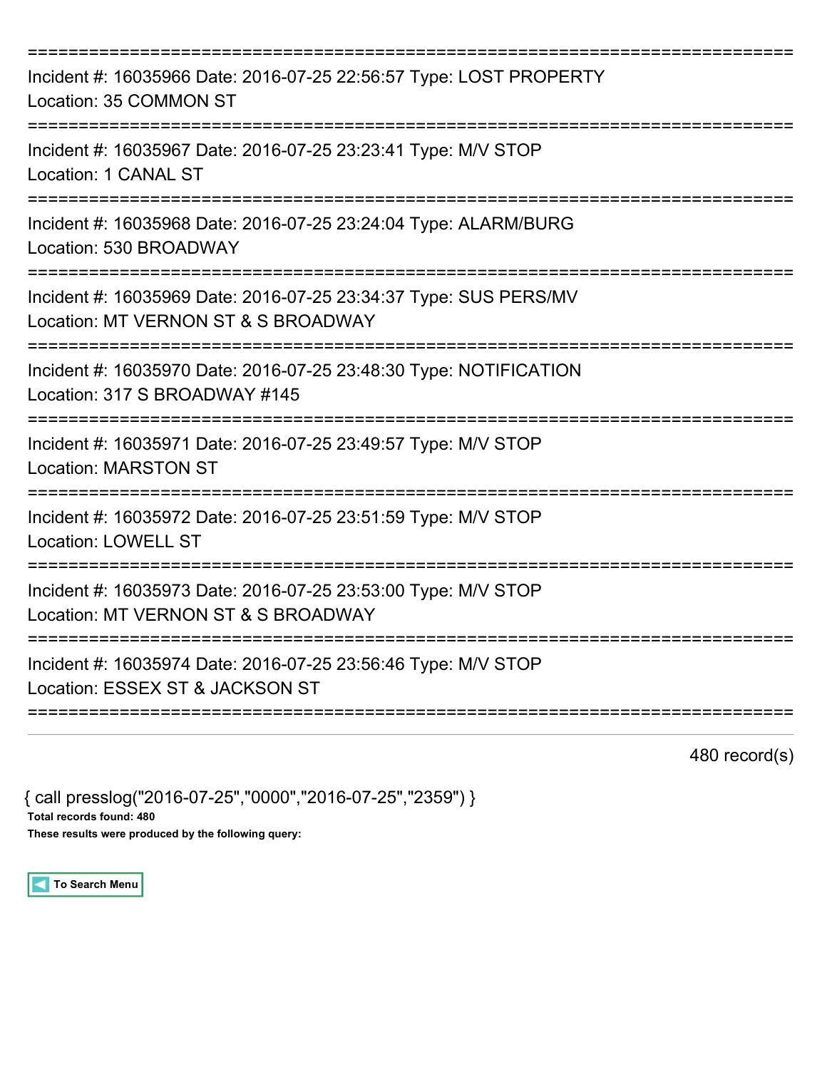===========================================================================

Incident #: 16035966 Date: 2016-07-25 22:56:57 Type: LOST PROPERTY
Location: 35 COMMON ST

===========================================================================

Incident #: 16035967 Date: 2016-07-25 23:23:41 Type: M/V STOP
Location: 1 CANAL ST

===========================================================================

Incident #: 16035968 Date: 2016-07-25 23:24:04 Type: ALARM/BURG
Location: 530 BROADWAY

===========================================================================

Incident #: 16035969 Date: 2016-07-25 23:34:37 Type: SUS PERS/MV
Location: MT VERNON ST & S BROADWAY

===========================================================================

Incident #: 16035970 Date: 2016-07-25 23:48:30 Type: NOTIFICATION
Location: 317 S BROADWAY #145

===========================================================================

Incident #: 16035971 Date: 2016-07-25 23:49:57 Type: M/V STOP
Location: MARSTON ST

===========================================================================

Incident #: 16035972 Date: 2016-07-25 23:51:59 Type: M/V STOP
Location: LOWELL ST

===========================================================================

Incident #: 16035973 Date: 2016-07-25 23:53:00 Type: M/V STOP
Location: MT VERNON ST & S BROADWAY

===========================================================================

Incident #: 16035974 Date: 2016-07-25 23:56:46 Type: M/V STOP
Location: ESSEX ST & JACKSON ST

===========================================================================

480 record(s)

{ call presslog("2016-07-25","0000","2016-07-25","2359") }

**Total records found: 480**

**These results were produced by the following query:**

To Search Menu